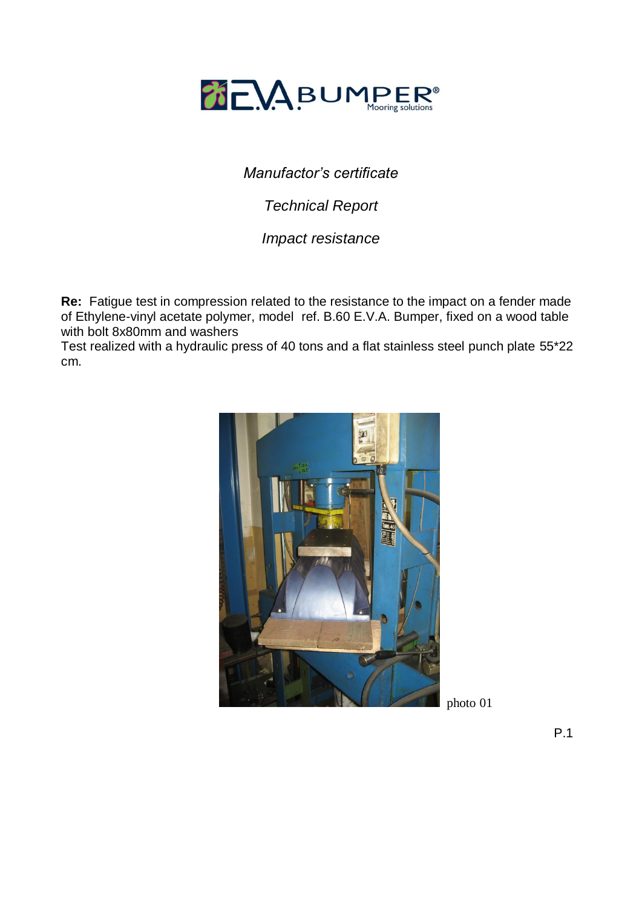*Manufactor's certificate*

*Technical Report*

*Impact resistance*

**Re:** Fatigue test in compression related to the resistance to the impact on a fender made of Ethylene-vinyl acetate polymer, model ref. B.60 E.V.A. Bumper, fixed on a wood table with bolt 8x80mm and washers
Test realized with a hydraulic press of 40 tons and a flat stainless steel punch plate 55*22 cm.

photo 01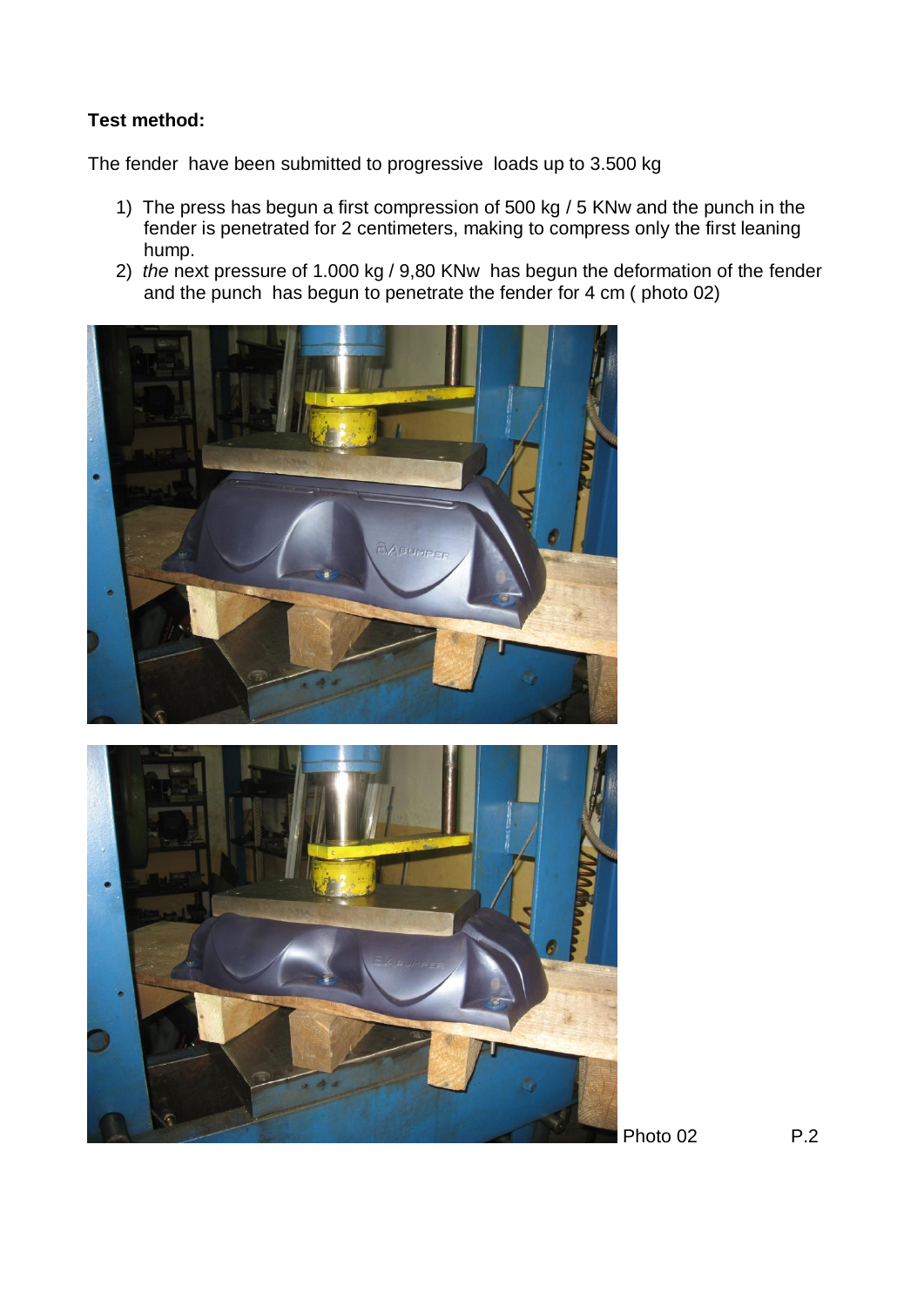**Test method:**

The fender have been submitted to progressive loads up to 3.500 kg

1) The press has begun a first compression of 500 kg / 5 KNw and the punch in the fender is penetrated for 2 centimeters, making to compress only the first leaning hump.
2) *the* next pressure of 1.000 kg / 9,80 KNw has begun the deformation of the fender and the punch has begun to penetrate the fender for 4 cm ( photo 02)

Photo 02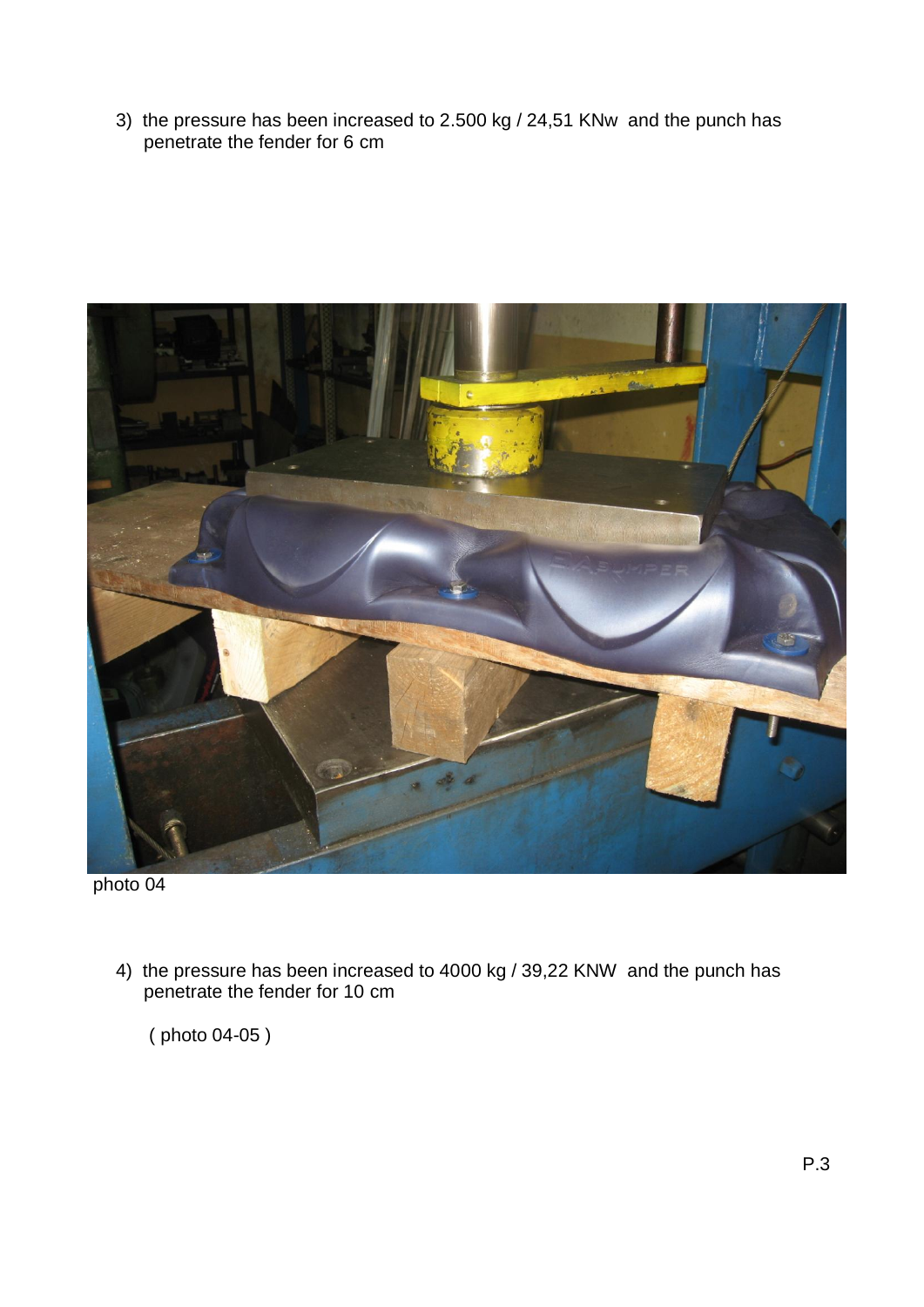3) the pressure has been increased to 2.500 kg / 24,51 KNw and the punch has penetrate the fender for 6 cm

photo 04

4) the pressure has been increased to 4000 kg / 39,22 KNW and the punch has penetrate the fender for 10 cm

( photo 04-05 )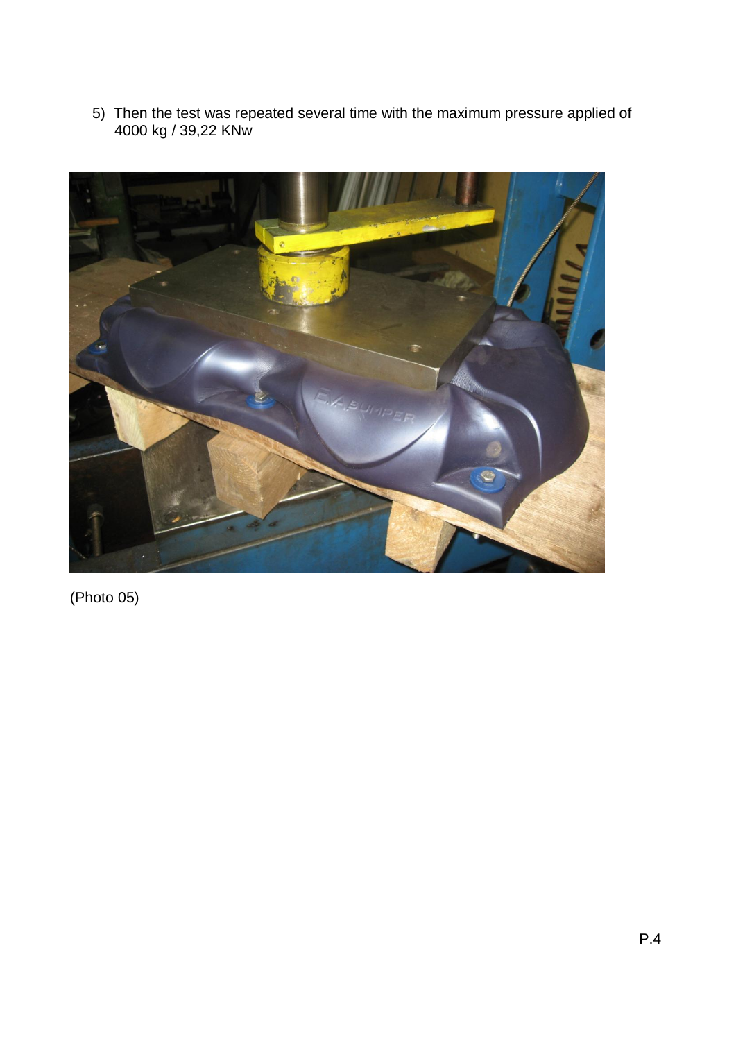5) Then the test was repeated several time with the maximum pressure applied of 4000 kg / 39,22 KNw

(Photo 05)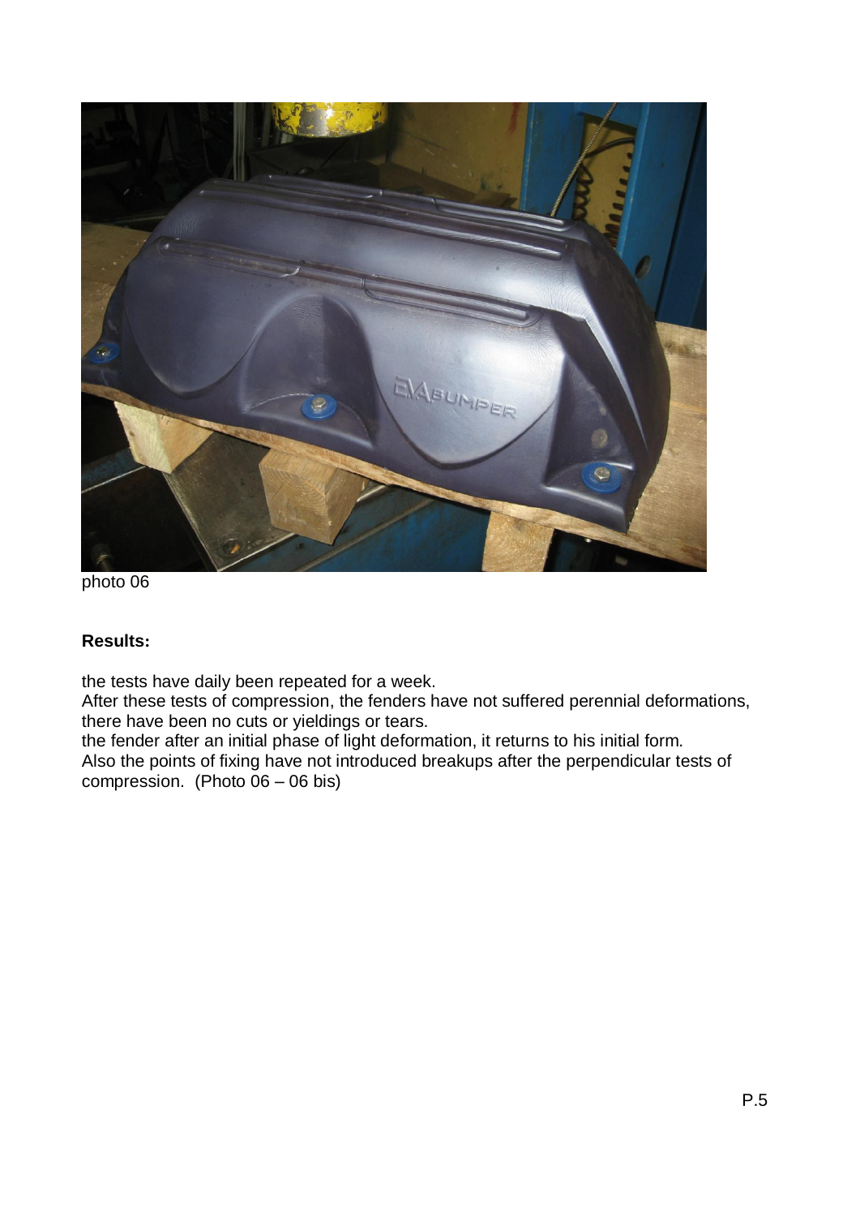photo 06

**Results:**

the tests have daily been repeated for a week.
After these tests of compression, the fenders have not suffered perennial deformations, there have been no cuts or yieldings or tears.
the fender after an initial phase of light deformation, it returns to his initial form.
Also the points of fixing have not introduced breakups after the perpendicular tests of compression. (Photo 06 – 06 bis)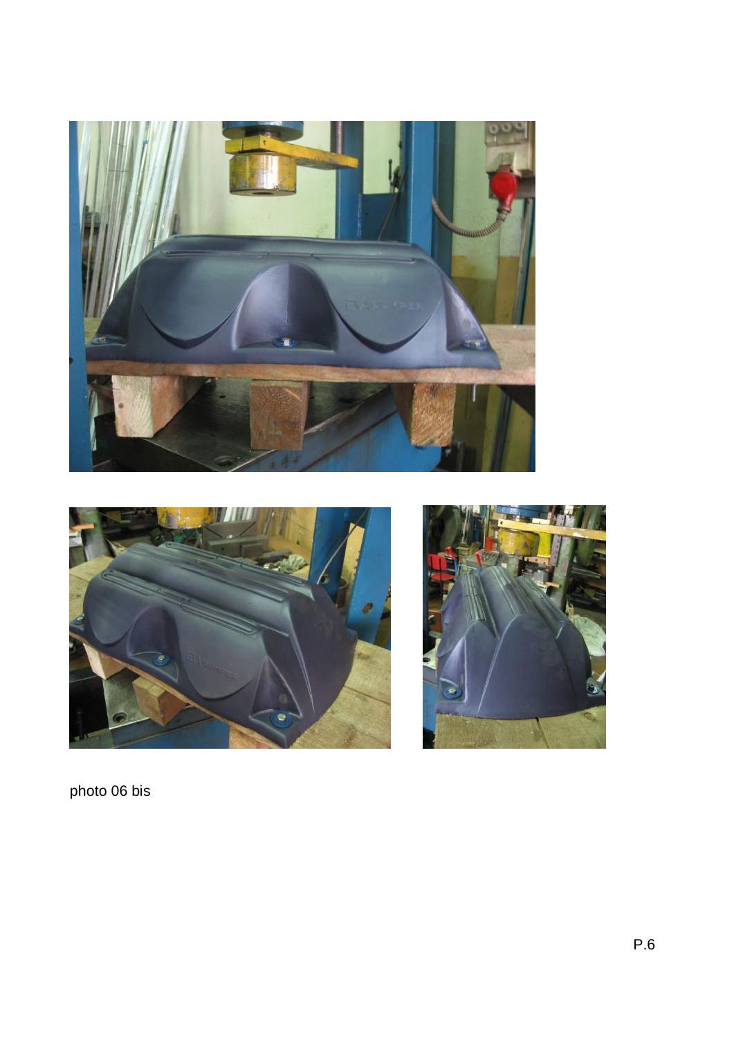photo 06 bis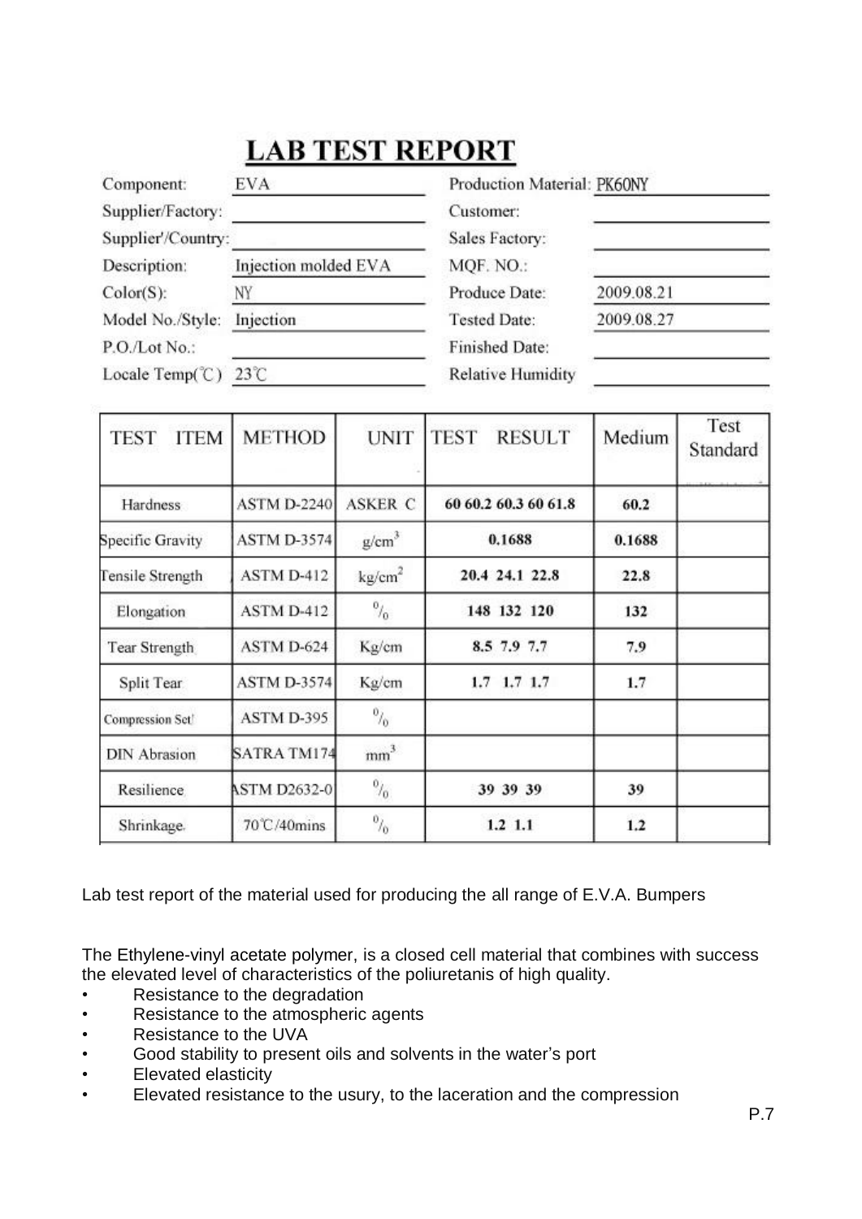# LAB TEST REPORT

| | | | |
|---|---|---|---|
| Component: | EVA | Production Material: | PK60NY |
| Supplier/Factory: | | Customer: | |
| Supplier'/Country: | | Sales Factory: | |
| Description: | Injection molded EVA | MQF. NO.: | |
| Color(S): | NY | Produce Date: | 2009.08.21 |
| Model No./Style: | Injection | Tested Date: | 2009.08.27 |
| P.O./Lot No.: | | Finished Date: | |
| Locale Temp(℃) | 23℃ | Relative Humidity | |

| TEST ITEM | METHOD | UNIT | TEST RESULT | Medium | Test Standard |
|---|---|---|---|---|---|
| Hardness | ASTM D-2240 | ASKER C | 60 60.2 60.3 60 61.8 | 60.2 | |
| Specific Gravity | ASTM D-3574 | $g/cm^3$ | 0.1688 | 0.1688 | |
| Tensile Strength | ASTM D-412 | $kg/cm^2$ | 20.4 24.1 22.8 | 22.8 | |
| Elongation | ASTM D-412 | % | 148 132 120 | 132 | |
| Tear Strength | ASTM D-624 | Kg/cm | 8.5 7.9 7.7 | 7.9 | |
| Split Tear | ASTM D-3574 | Kg/cm | 1.7 1.7 1.7 | 1.7 | |
| Compression Set | ASTM D-395 | % | | | |
| DIN Abrasion | SATRA TM174 | $mm^3$ | | | |
| Resilience | ASTM D2632-0 | % | 39 39 39 | 39 | |
| Shrinkage | 70℃/40mins | % | 1.2 1.1 | 1.2 | |

Lab test report of the material used for producing the all range of E.V.A. Bumpers

The Ethylene-vinyl acetate polymer, is a closed cell material that combines with success the elevated level of characteristics of the poliuretanis of high quality.

- Resistance to the degradation
- Resistance to the atmospheric agents
- Resistance to the UVA
- Good stability to present oils and solvents in the water's port
- Elevated elasticity
- Elevated resistance to the usury, to the laceration and the compression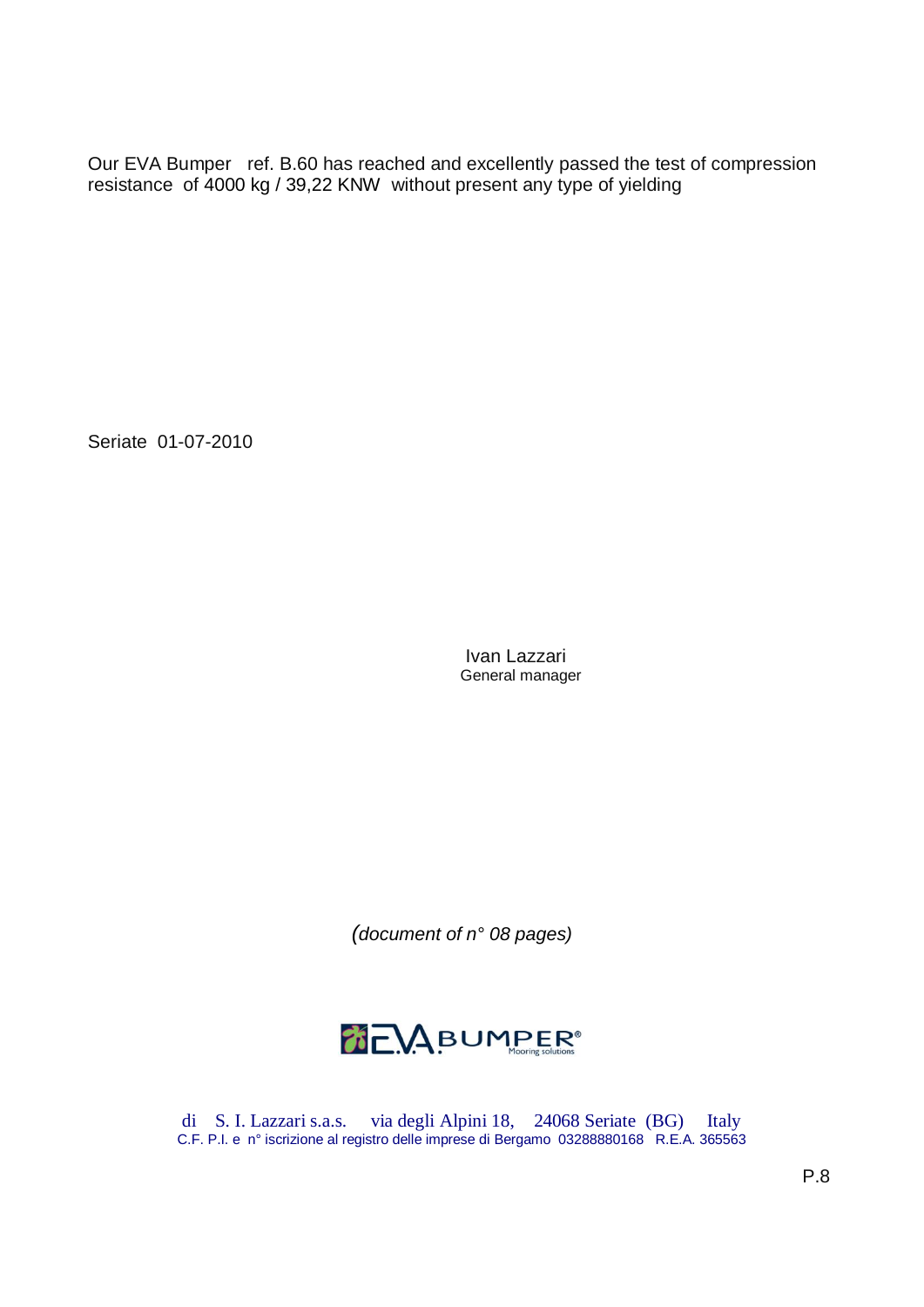Our EVA Bumper ref. B.60 has reached and excellently passed the test of compression resistance of 4000 kg / 39,22 KNW without present any type of yielding

Seriate 01-07-2010

Ivan Lazzari
General manager

*(document of n° 08 pages)*

EVA BUMPER® Mooring solutions

di S. I. Lazzari s.a.s. via degli Alpini 18, 24068 Seriate (BG) Italy
C.F. P.I. e n° iscrizione al registro delle imprese di Bergamo 03288880168 R.E.A. 365563